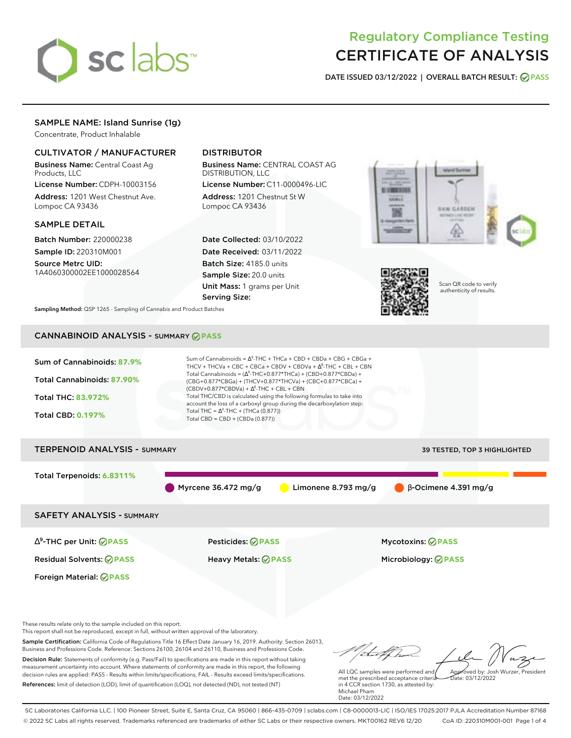# Regulatory Compliance Testing
# CERTIFICATE OF ANALYSIS

**DATE ISSUED** 03/12/2022 | **OVERALL BATCH RESULT:** PASS

## SAMPLE NAME: Island Sunrise (1g)

Concentrate, Product Inhalable

### CULTIVATOR / MANUFACTURER

**Business Name:** Central Coast Ag Products, LLC

**License Number:** CDPH-10003156

**Address:** 1201 West Chestnut Ave. Lompoc CA 93436

### DISTRIBUTOR

**Business Name:** CENTRAL COAST AG DISTRIBUTION, LLC

**License Number:** C11-0000496-LIC

**Address:** 1201 Chestnut St W Lompoc CA 93436

### SAMPLE DETAIL

**Batch Number:** 220000238

**Sample ID:** 220310M001

**Source Metrc UID:** 1A4060300002EE1000028564

**Date Collected:** 03/10/2022

**Date Received:** 03/11/2022

**Batch Size:** 4185.0 units

**Sample Size:** 20.0 units

**Unit Mass:** 1 grams per Unit

**Serving Size:**

Scan QR code to verify authenticity of results.

**Sampling Method:** QSP 1265 - Sampling of Cannabis and Product Batches

## CANNABINOID ANALYSIS - SUMMARY PASS

**Sum of Cannabinoids:** 87.9%

**Total Cannabinoids:** 87.90%

**Total THC:** 83.972%

**Total CBD:** 0.197%

Sum of Cannabinoids = $\Delta^9$-THC + THCa + CBD + CBDa + CBG + CBGa + THCV + THCVa + CBC + CBCa + CBDV + CBDVa + $\Delta^8$-THC + CBL + CBN

Total Cannabinoids = ($\Delta^9$-THC+0.877*THCa) + (CBD+0.877*CBDa) + (CBG+0.877*CBGa) + (THCV+0.877*THCVa) + (CBC+0.877*CBCa) + (CBDV+0.877*CBDVa) + $\Delta^8$-THC + CBL + CBN

Total THC/CBD is calculated using the following formulas to take into account the loss of a carboxyl group during the decarboxylation step:

Total THC = $\Delta^9$-THC + (THCa (0.877))

Total CBD = CBD + (CBDa (0.877))

## TERPENOID ANALYSIS - SUMMARY

39 TESTED, TOP 3 HIGHLIGHTED

**Total Terpenoids:** 6.8311%

- Myrcene 36.472 mg/g
- Limonene 8.793 mg/g
- β-Ocimene 4.391 mg/g

## SAFETY ANALYSIS - SUMMARY

| | | |
|---|---|---|
| $\Delta^9$-THC per Unit: PASS | Pesticides: PASS | Mycotoxins: PASS |
| Residual Solvents: PASS | Heavy Metals: PASS | Microbiology: PASS |
| Foreign Material: PASS | | |

These results relate only to the sample included on this report.
This report shall not be reproduced, except in full, without written approval of the laboratory.

**Sample Certification:** California Code of Regulations Title 16 Effect Date January 16, 2019. Authority: Section 26013, Business and Professions Code. Reference: Sections 26100, 26104 and 26110, Business and Professions Code.

**Decision Rule:** Statements of conformity (e.g. Pass/Fail) to specifications are made in this report without taking measurement uncertainty into account. Where statements of conformity are made in this report, the following decision rules are applied: PASS - Results within limits/specifications, FAIL - Results exceed limits/specifications.

**References:** limit of detection (LOD), limit of quantification (LOQ), not detected (ND), not tested (NT)

All LQC samples were performed and met the prescribed acceptance criteria in 4 CCR section 1730, as attested by: Michael Pham
Date: 03/12/2022

Approved by: Josh Wurzer, President
Date: 03/12/2022

SC Laboratories California LLC. | 100 Pioneer Street, Suite E, Santa Cruz, CA 95060 | 866-435-0709 | sclabs.com | C8-0000013-LIC | ISO/IES 17025:2017 PJLA Accreditation Number 87168
© 2022 SC Labs all rights reserved. Trademarks referenced are trademarks of either SC Labs or their respective owners. MKT00162 REV6 12/20 CoA ID: 220310M001-001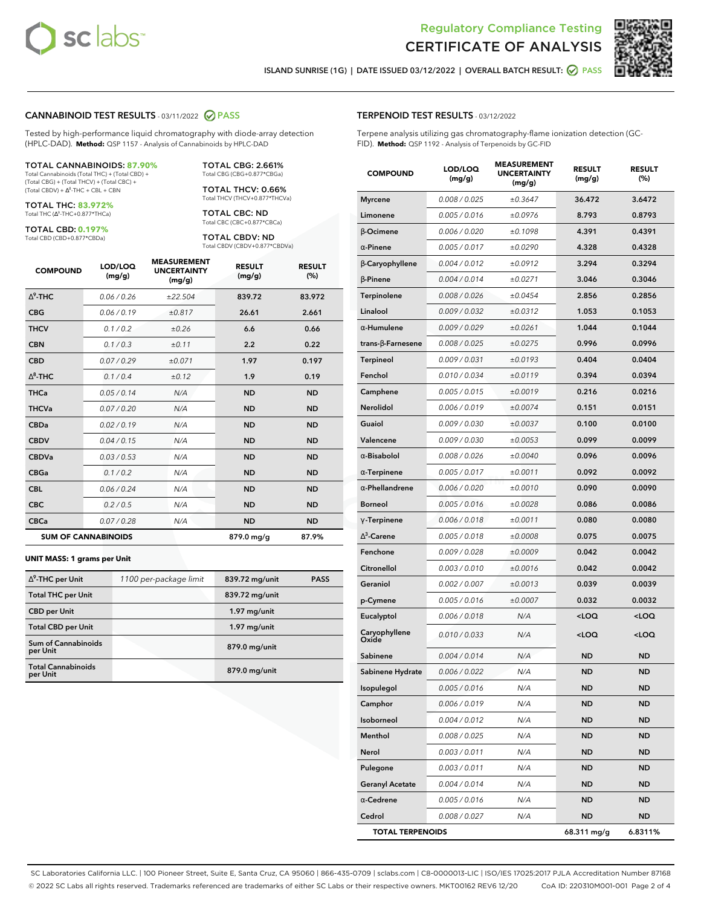Regulatory Compliance Testing

# CERTIFICATE OF ANALYSIS

ISLAND SUNRISE (1G) | DATE ISSUED 03/12/2022 | OVERALL BATCH RESULT: PASS

## CANNABINOID TEST RESULTS - 03/11/2022 PASS

Tested by high-performance liquid chromatography with diode-array detection (HPLC-DAD). **Method:** QSP 1157 - Analysis of Cannabinoids by HPLC-DAD

**TOTAL CANNABINOIDS: 87.90%**
Total Cannabinoids (Total THC) + (Total CBD) + (Total CBG) + (Total THCV) + (Total CBC) + (Total CBDV) + $\Delta^8$-THC + CBL + CBN

**TOTAL THC: 83.972%**
Total THC ($\Delta^9$-THC+0.877*THCa)

**TOTAL CBD: 0.197%**
Total CBD (CBD+0.877*CBDa)

**TOTAL CBG: 2.661%**
Total CBG (CBG+0.877*CBGa)

**TOTAL THCV: 0.66%**
Total THCV (THCV+0.877*THCVa)

**TOTAL CBC: ND**
Total CBC (CBC+0.877*CBCa)

**TOTAL CBDV: ND**
Total CBDV (CBDV+0.877*CBDVa)

| COMPOUND | LOD/LOQ (mg/g) | MEASUREMENT UNCERTAINTY (mg/g) | RESULT (mg/g) | RESULT (%) |
|---|---|---|---|---|
| $\Delta^9$-THC | 0.06 / 0.26 | ±22.504 | 839.72 | 83.972 |
| CBG | 0.06 / 0.19 | ±0.817 | 26.61 | 2.661 |
| THCV | 0.1 / 0.2 | ±0.26 | 6.6 | 0.66 |
| CBN | 0.1 / 0.3 | ±0.11 | 2.2 | 0.22 |
| CBD | 0.07 / 0.29 | ±0.071 | 1.97 | 0.197 |
| $\Delta^8$-THC | 0.1 / 0.4 | ±0.12 | 1.9 | 0.19 |
| THCa | 0.05 / 0.14 | N/A | ND | ND |
| THCVa | 0.07 / 0.20 | N/A | ND | ND |
| CBDa | 0.02 / 0.19 | N/A | ND | ND |
| CBDV | 0.04 / 0.15 | N/A | ND | ND |
| CBDVa | 0.03 / 0.53 | N/A | ND | ND |
| CBGa | 0.1 / 0.2 | N/A | ND | ND |
| CBL | 0.06 / 0.24 | N/A | ND | ND |
| CBC | 0.2 / 0.5 | N/A | ND | ND |
| CBCa | 0.07 / 0.28 | N/A | ND | ND |
| **SUM OF CANNABINOIDS** | | | 879.0 mg/g | 87.9% |

**UNIT MASS: 1 grams per Unit**

| | | | |
|---|---|---|---|
| $\Delta^9$-THC per Unit | 1100 per-package limit | 839.72 mg/unit | PASS |
| Total THC per Unit | | 839.72 mg/unit | |
| CBD per Unit | | 1.97 mg/unit | |
| Total CBD per Unit | | 1.97 mg/unit | |
| Sum of Cannabinoids per Unit | | 879.0 mg/unit | |
| Total Cannabinoids per Unit | | 879.0 mg/unit | |

## TERPENOID TEST RESULTS - 03/12/2022

Terpene analysis utilizing gas chromatography-flame ionization detection (GC-FID). **Method:** QSP 1192 - Analysis of Terpenoids by GC-FID

| COMPOUND | LOD/LOQ (mg/g) | MEASUREMENT UNCERTAINTY (mg/g) | RESULT (mg/g) | RESULT (%) |
|---|---|---|---|---|
| Myrcene | 0.008 / 0.025 | ±0.3647 | 36.472 | 3.6472 |
| Limonene | 0.005 / 0.016 | ±0.0976 | 8.793 | 0.8793 |
| β-Ocimene | 0.006 / 0.020 | ±0.1098 | 4.391 | 0.4391 |
| α-Pinene | 0.005 / 0.017 | ±0.0290 | 4.328 | 0.4328 |
| β-Caryophyllene | 0.004 / 0.012 | ±0.0912 | 3.294 | 0.3294 |
| β-Pinene | 0.004 / 0.014 | ±0.0271 | 3.046 | 0.3046 |
| Terpinolene | 0.008 / 0.026 | ±0.0454 | 2.856 | 0.2856 |
| Linalool | 0.009 / 0.032 | ±0.0312 | 1.053 | 0.1053 |
| α-Humulene | 0.009 / 0.029 | ±0.0261 | 1.044 | 0.1044 |
| trans-β-Farnesene | 0.008 / 0.025 | ±0.0275 | 0.996 | 0.0996 |
| Terpineol | 0.009 / 0.031 | ±0.0193 | 0.404 | 0.0404 |
| Fenchol | 0.010 / 0.034 | ±0.0119 | 0.394 | 0.0394 |
| Camphene | 0.005 / 0.015 | ±0.0019 | 0.216 | 0.0216 |
| Nerolidol | 0.006 / 0.019 | ±0.0074 | 0.151 | 0.0151 |
| Guaiol | 0.009 / 0.030 | ±0.0037 | 0.100 | 0.0100 |
| Valencene | 0.009 / 0.030 | ±0.0053 | 0.099 | 0.0099 |
| α-Bisabolol | 0.008 / 0.026 | ±0.0040 | 0.096 | 0.0096 |
| α-Terpinene | 0.005 / 0.017 | ±0.0011 | 0.092 | 0.0092 |
| α-Phellandrene | 0.006 / 0.020 | ±0.0010 | 0.090 | 0.0090 |
| Borneol | 0.005 / 0.016 | ±0.0028 | 0.086 | 0.0086 |
| γ-Terpinene | 0.006 / 0.018 | ±0.0011 | 0.080 | 0.0080 |
| $\Delta^3$-Carene | 0.005 / 0.018 | ±0.0008 | 0.075 | 0.0075 |
| Fenchone | 0.009 / 0.028 | ±0.0009 | 0.042 | 0.0042 |
| Citronellol | 0.003 / 0.010 | ±0.0016 | 0.042 | 0.0042 |
| Geraniol | 0.002 / 0.007 | ±0.0013 | 0.039 | 0.0039 |
| p-Cymene | 0.005 / 0.016 | ±0.0007 | 0.032 | 0.0032 |
| Eucalyptol | 0.006 / 0.018 | N/A | <LOQ | <LOQ |
| Caryophyllene Oxide | 0.010 / 0.033 | N/A | <LOQ | <LOQ |
| Sabinene | 0.004 / 0.014 | N/A | ND | ND |
| Sabinene Hydrate | 0.006 / 0.022 | N/A | ND | ND |
| Isopulegol | 0.005 / 0.016 | N/A | ND | ND |
| Camphor | 0.006 / 0.019 | N/A | ND | ND |
| Isoborneol | 0.004 / 0.012 | N/A | ND | ND |
| Menthol | 0.008 / 0.025 | N/A | ND | ND |
| Nerol | 0.003 / 0.011 | N/A | ND | ND |
| Pulegone | 0.003 / 0.011 | N/A | ND | ND |
| Geranyl Acetate | 0.004 / 0.014 | N/A | ND | ND |
| α-Cedrene | 0.005 / 0.016 | N/A | ND | ND |
| Cedrol | 0.008 / 0.027 | N/A | ND | ND |
| **TOTAL TERPENOIDS** | | | 68.311 mg/g | 6.8311% |

SC Laboratories California LLC. | 100 Pioneer Street, Suite E, Santa Cruz, CA 95060 | 866-435-0709 | sclabs.com | C8-0000013-LIC | ISO/IES 17025:2017 PJLA Accreditation Number 87168
© 2022 SC Labs all rights reserved. Trademarks referenced are trademarks of either SC Labs or their respective owners. MKT00162 REV6 12/20 CoA ID: 220310M001-001